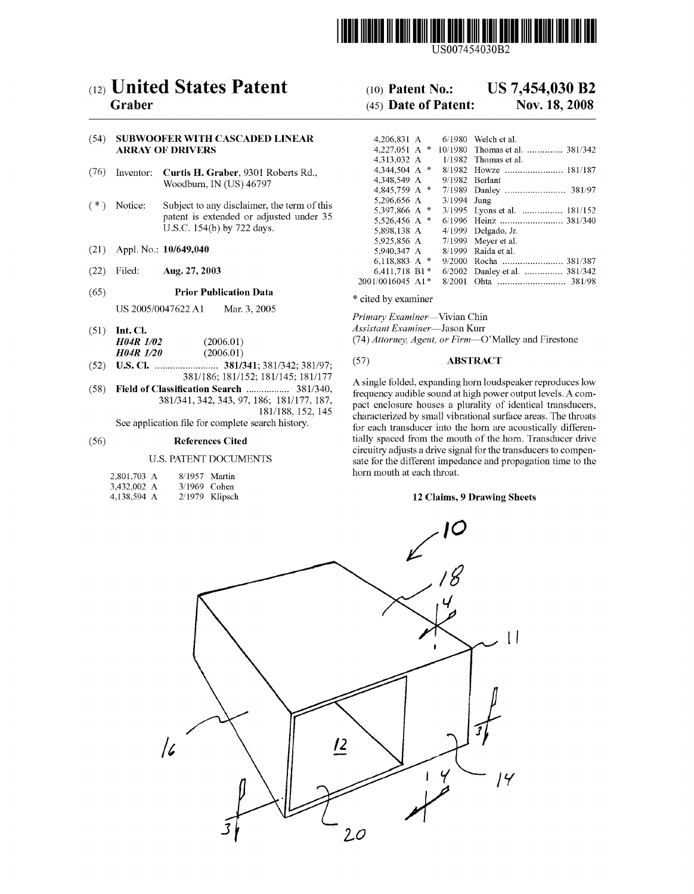US007454030B2

# (12) United States Patent
**Graber**

(10) **Patent No.: US 7,454,030 B2**

(45) **Date of Patent: Nov. 18, 2008**

(54) **SUBWOOFER WITH CASCADED LINEAR ARRAY OF DRIVERS**

(76) Inventor: **Curtis H. Graber**, 9301 Roberts Rd., Woodburn, IN (US) 46797

( * ) Notice: Subject to any disclaimer, the term of this patent is extended or adjusted under 35 U.S.C. 154(b) by 722 days.

(21) Appl. No.: **10/649,040**

(22) Filed: **Aug. 27, 2003**

(65) **Prior Publication Data**

US 2005/0047622 A1 Mar. 3, 2005

(51) **Int. Cl.**
*H04R 1/02* (2006.01)
*H04R 1/20* (2006.01)

(52) **U.S. Cl.** ......................... **381/341**; 381/342; 381/97; 381/186; 181/152; 181/145; 181/177

(58) **Field of Classification Search** ................. 381/340, 381/341, 342, 343, 97, 186; 181/177, 187, 181/188, 152, 145

See application file for complete search history.

(56) **References Cited**

U.S. PATENT DOCUMENTS

| | | | |
|---|---|---|---|
| 2,801,703 A | | 8/1957 | Martin |
| 3,432,002 A | | 3/1969 | Cohen |
| 4,138,594 A | | 2/1979 | Klipsch |
| 4,206,831 A | | 6/1980 | Welch et al. |
| 4,227,051 A | * | 10/1980 | Thomas et al. .............. 381/342 |
| 4,313,032 A | | 1/1982 | Thomas et al. |
| 4,344,504 A | * | 8/1982 | Howze ....................... 181/187 |
| 4,348,549 A | | 9/1982 | Berlant |
| 4,845,759 A | * | 7/1989 | Danley ........................ 381/97 |
| 5,296,656 A | | 3/1994 | Jung |
| 5,397,866 A | * | 3/1995 | Lyons et al. ................ 181/152 |
| 5,526,456 A | * | 6/1996 | Heinz ......................... 381/340 |
| 5,898,138 A | | 4/1999 | Delgado, Jr. |
| 5,925,856 A | | 7/1999 | Meyer et al. |
| 5,940,347 A | | 8/1999 | Raida et al. |
| 6,118,883 A | * | 9/2000 | Rocha ........................ 381/387 |
| 6,411,718 B1 | * | 6/2002 | Danley et al. ............... 381/342 |
| 2001/0016045 A1 | * | 8/2001 | Ohta ........................... 381/98 |

\* cited by examiner

*Primary Examiner*—Vivian Chin
*Assistant Examiner*—Jason Kurr
(74) *Attorney, Agent, or Firm*—O'Malley and Firestone

(57) **ABSTRACT**

A single folded, expanding horn loudspeaker reproduces low frequency audible sound at high power output levels. A compact enclosure houses a plurality of identical transducers, characterized by small vibrational surface areas. The throats for each transducer into the horn are acoustically differentially spaced from the mouth of the horn. Transducer drive circuitry adjusts a drive signal for the transducers to compensate for the different impedance and propagation time to the horn mouth at each throat.

**12 Claims, 9 Drawing Sheets**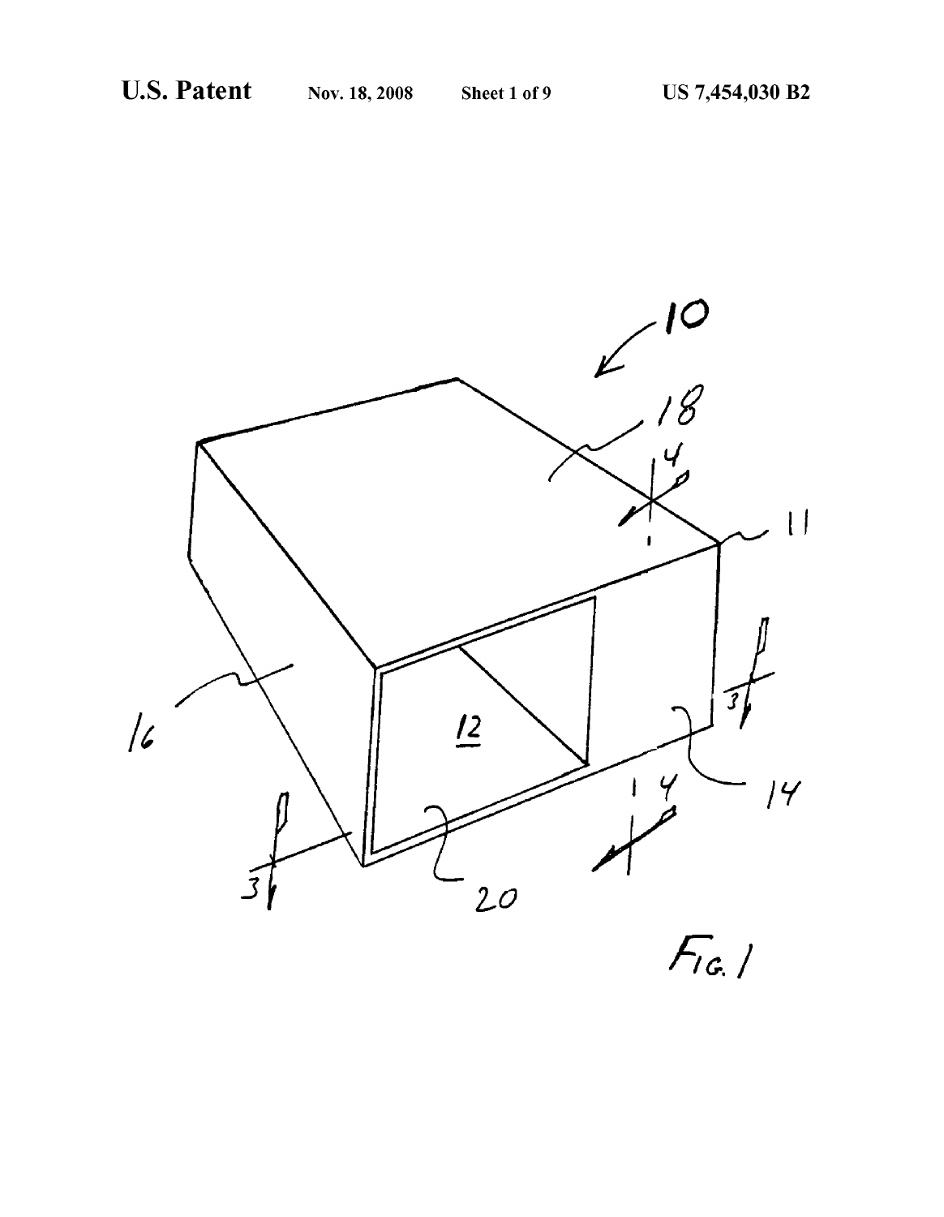FIG. 1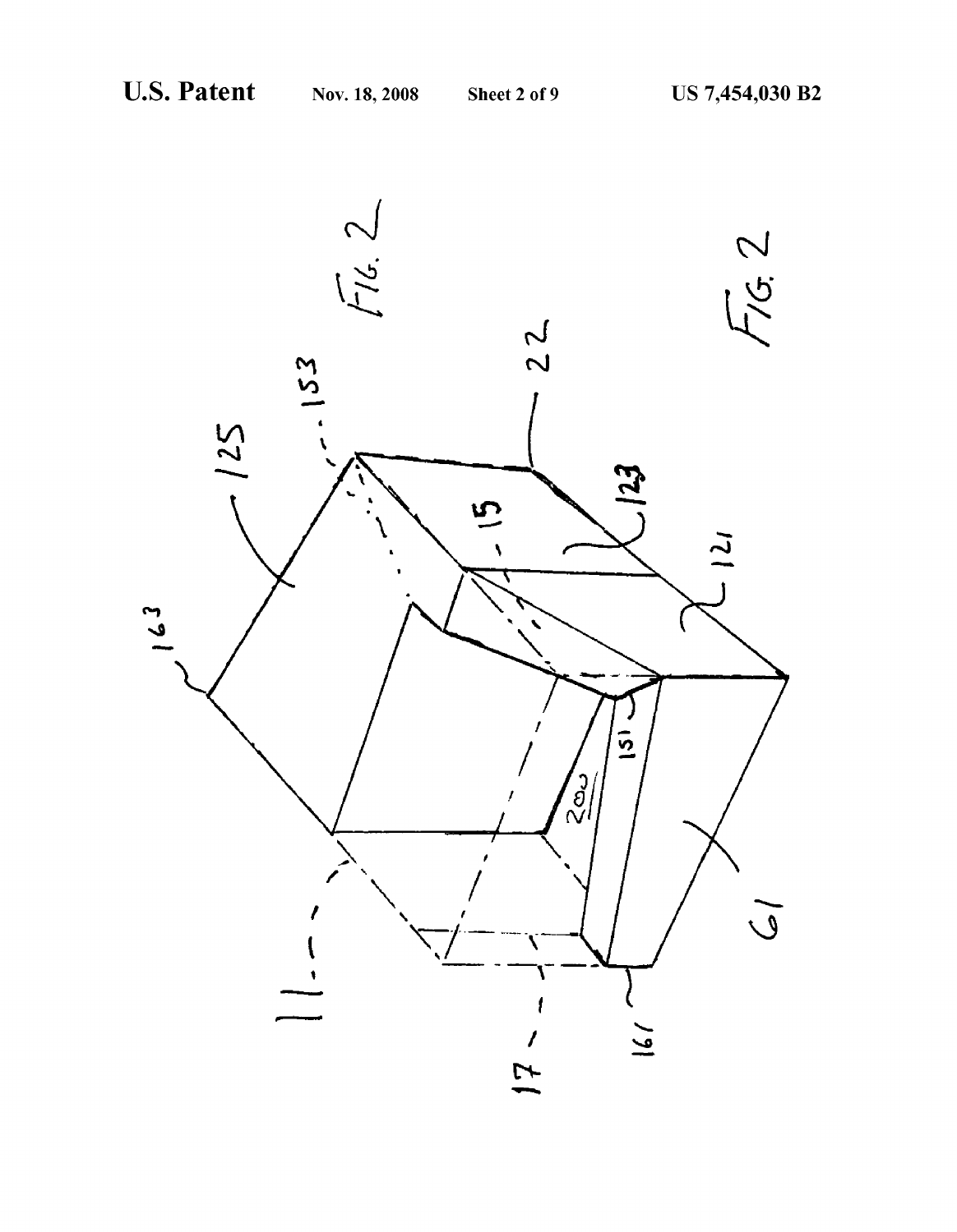FIG. 2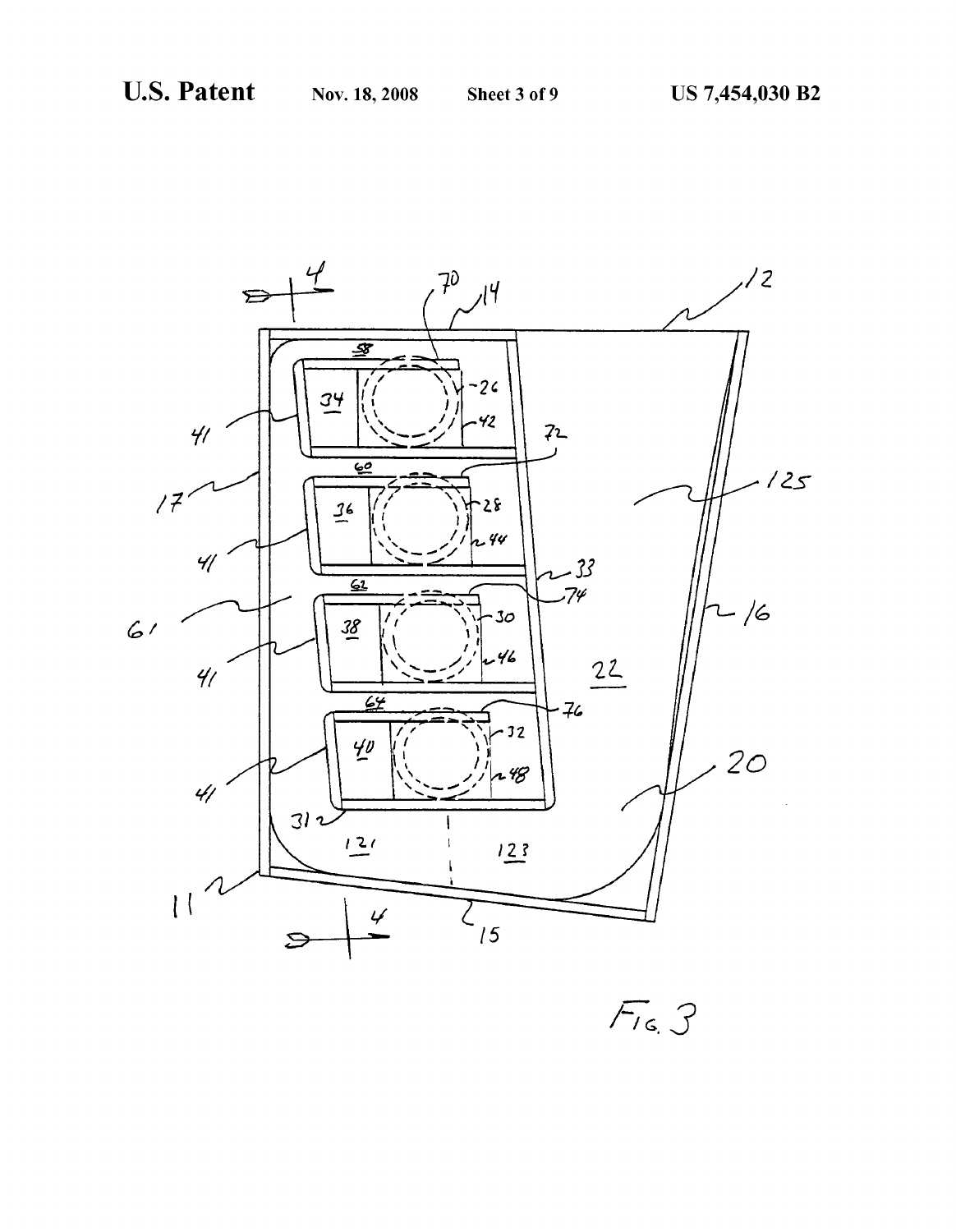Fig. 3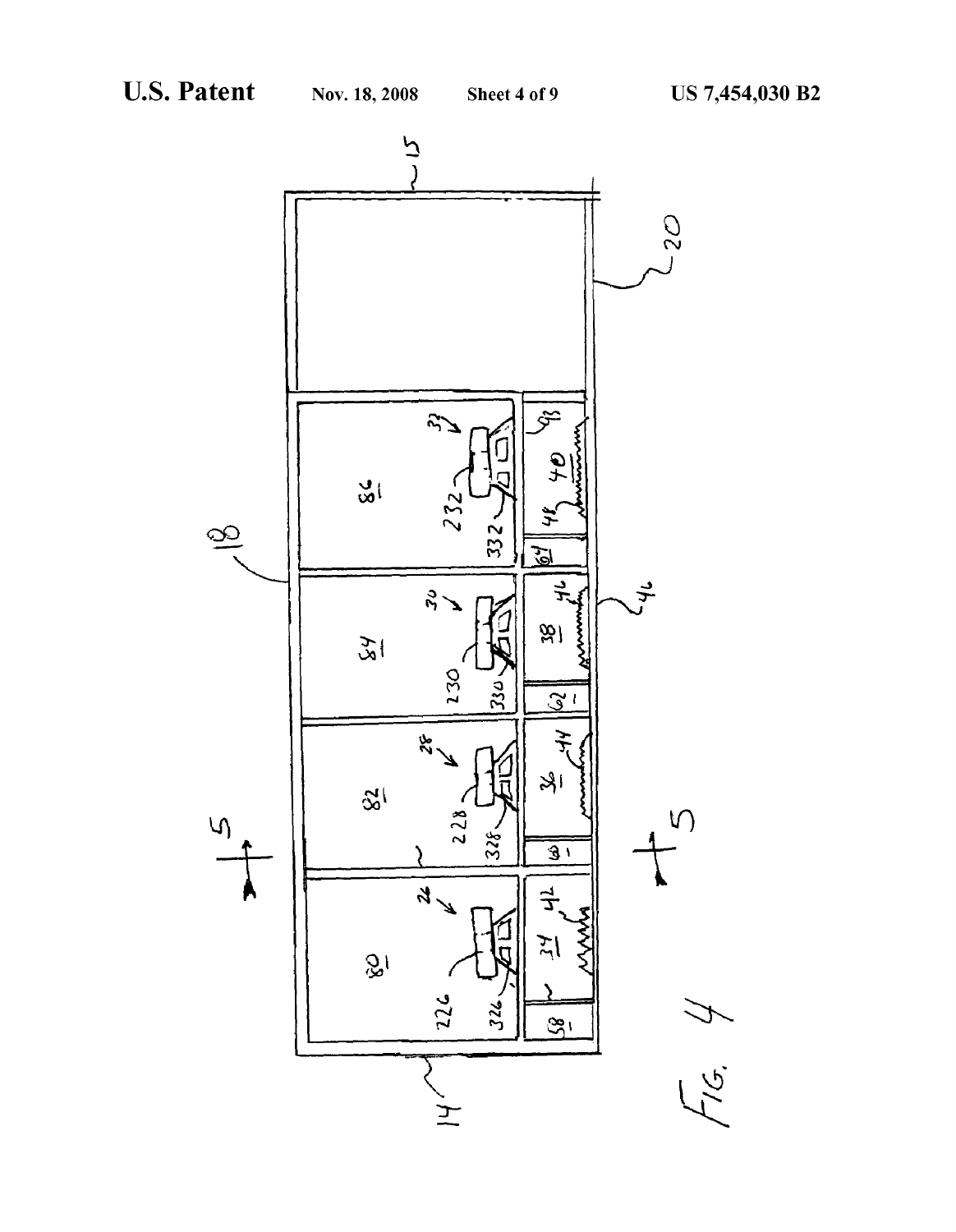FIG. 4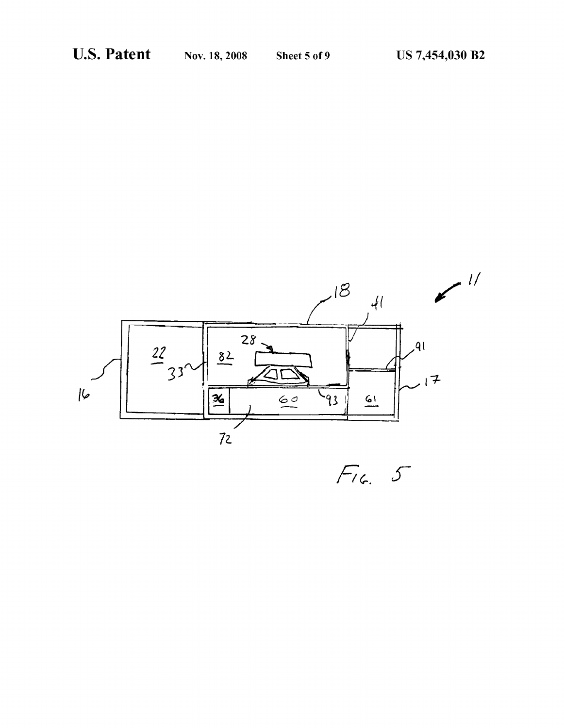FIG. 5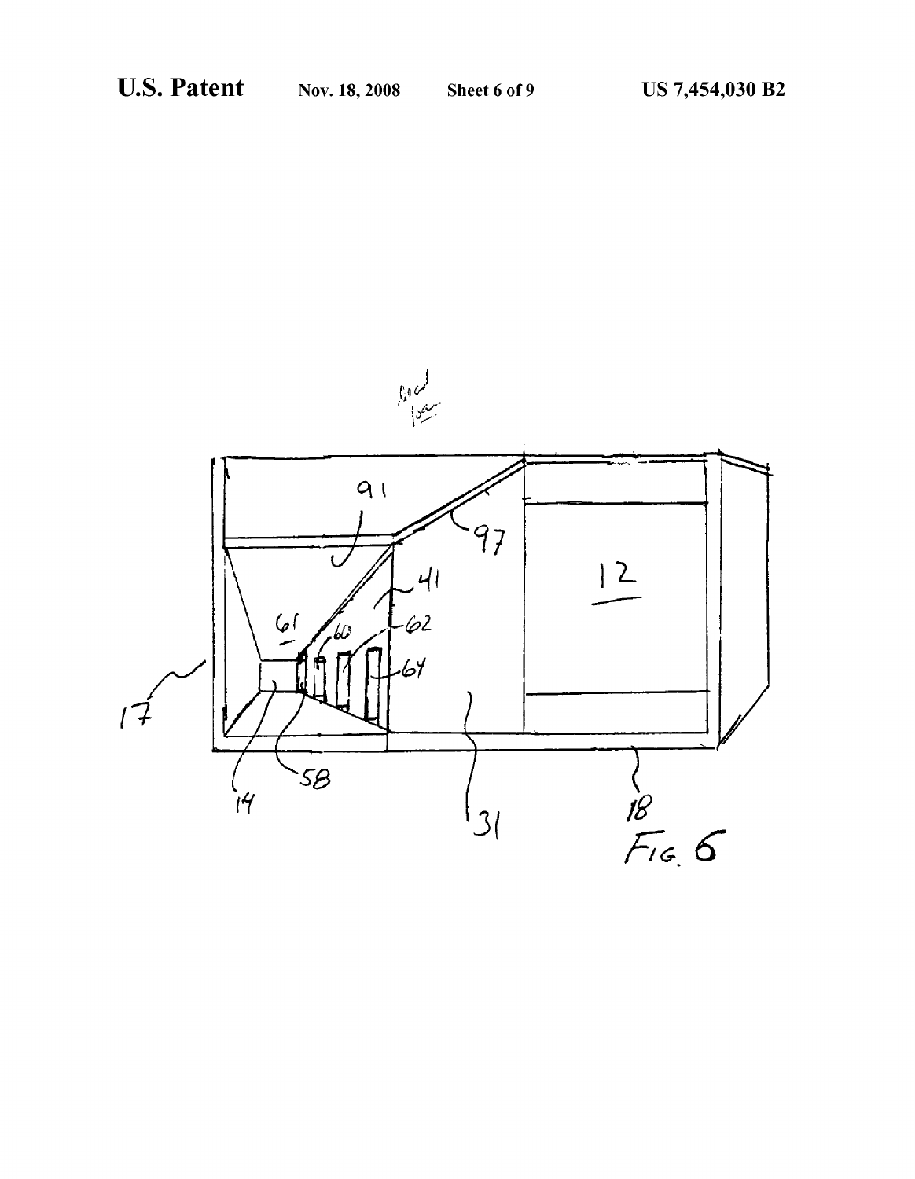FIG. 6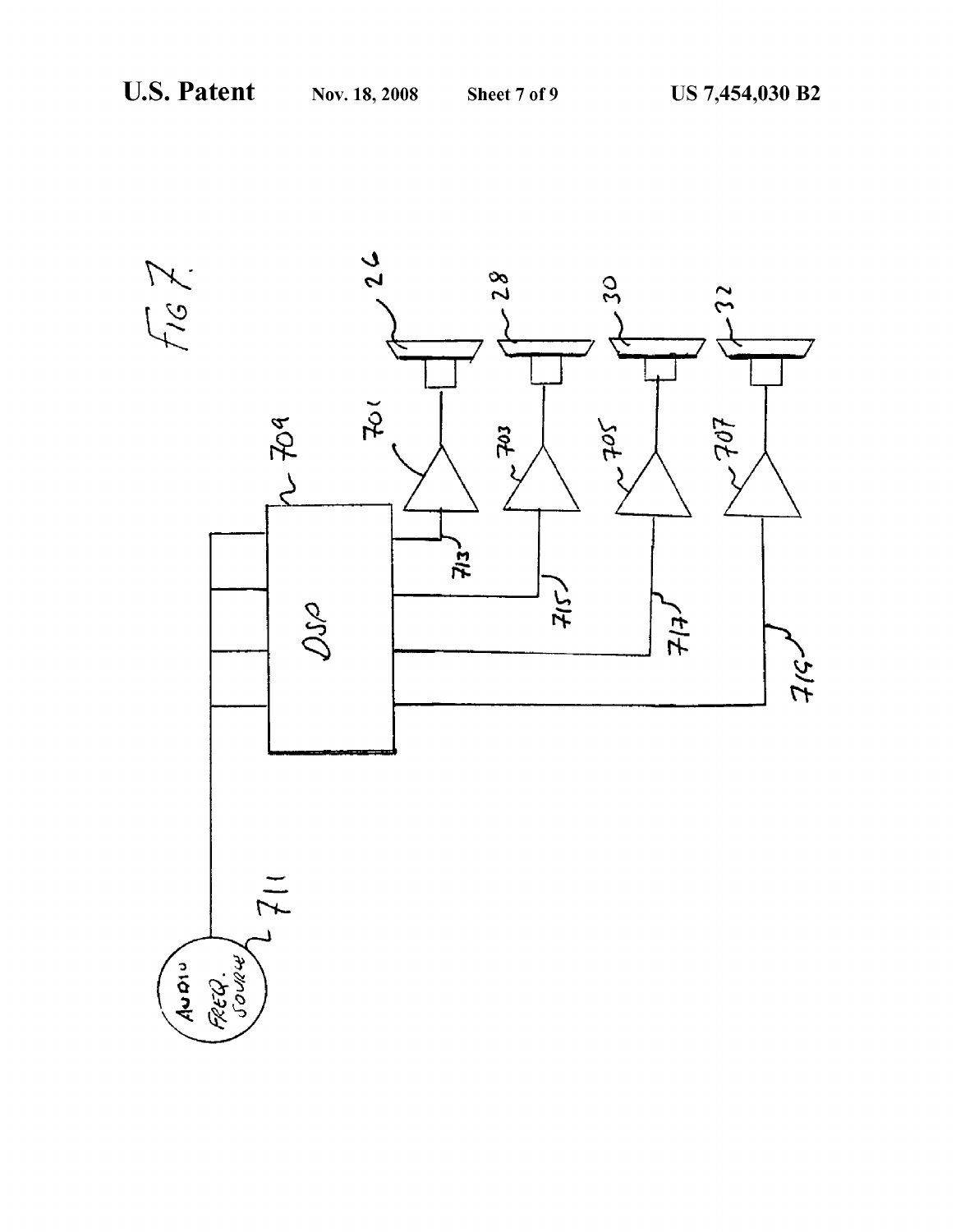FIG. 7.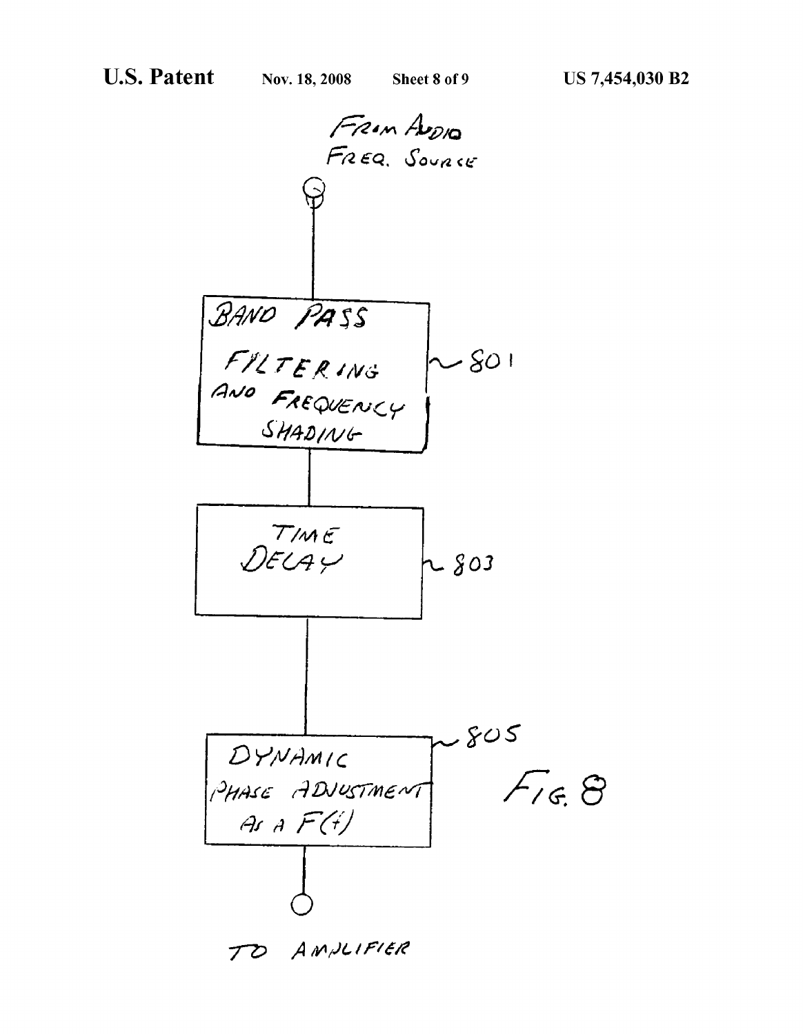FROM AUDIO FREQ. SOURCE

BAND PASS FILTERING AND FREQUENCY SHADING — 801

TIME DELAY — 803

DYNAMIC PHASE ADJUSTMENT AS A F(t) — 805

TO AMPLIFIER

FIG. 8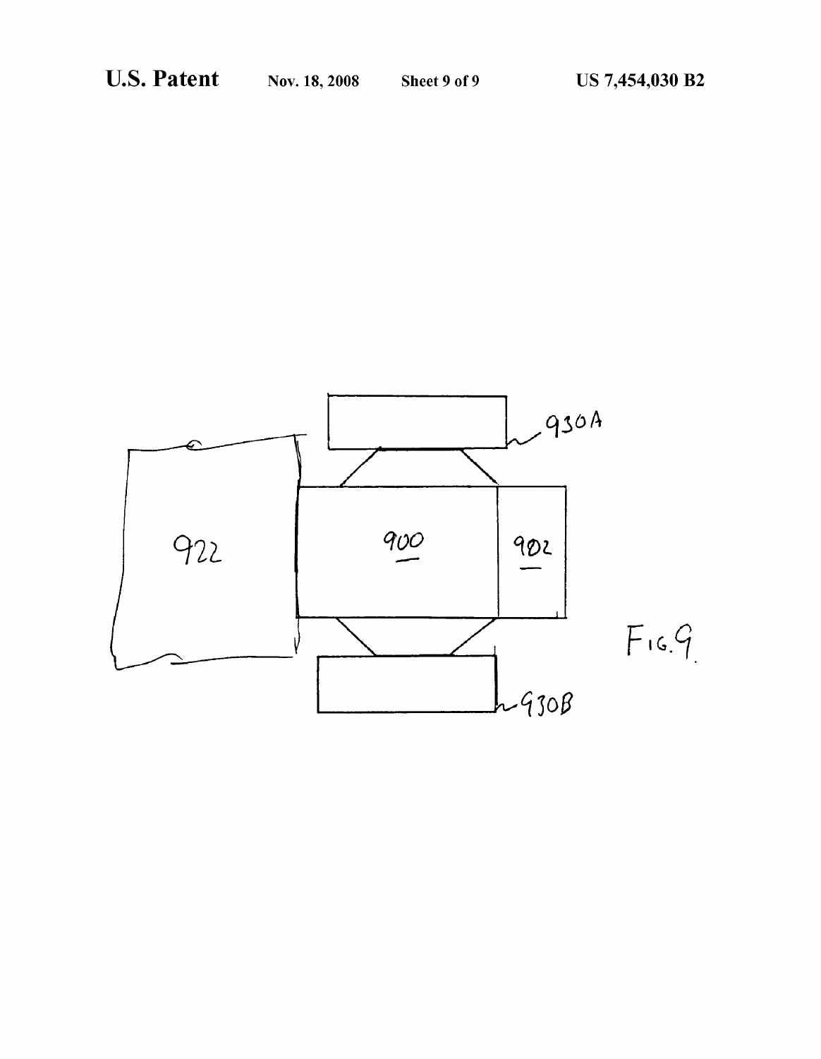922

900

902

930A

930B

FIG. 9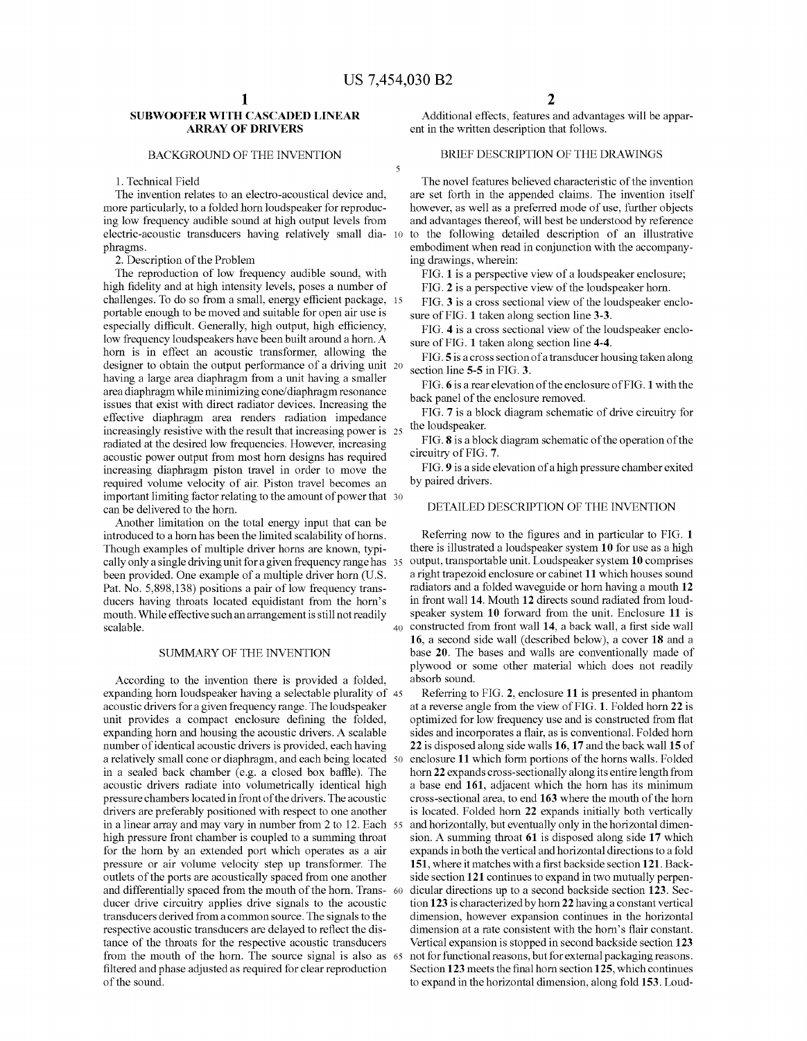# SUBWOOFER WITH CASCADED LINEAR ARRAY OF DRIVERS

## BACKGROUND OF THE INVENTION

1. Technical Field

The invention relates to an electro-acoustical device and, more particularly, to a folded horn loudspeaker for reproducing low frequency audible sound at high output levels from electric-acoustic transducers having relatively small diaphragms.

2. Description of the Problem

The reproduction of low frequency audible sound, with high fidelity and at high intensity levels, poses a number of challenges. To do so from a small, energy efficient package, portable enough to be moved and suitable for open air use is especially difficult. Generally, high output, high efficiency, low frequency loudspeakers have been built around a horn. A horn is in effect an acoustic transformer, allowing the designer to obtain the output performance of a driving unit having a large area diaphragm from a unit having a smaller area diaphragm while minimizing cone/diaphragm resonance issues that exist with direct radiator devices. Increasing the effective diaphragm area renders radiation impedance increasingly resistive with the result that increasing power is radiated at the desired low frequencies. However, increasing acoustic power output from most horn designs has required increasing diaphragm piston travel in order to move the required volume velocity of air. Piston travel becomes an important limiting factor relating to the amount of power that can be delivered to the horn.

Another limitation on the total energy input that can be introduced to a horn has been the limited scalability of horns. Though examples of multiple driver horns are known, typically only a single driving unit for a given frequency range has been provided. One example of a multiple driver horn (U.S. Pat. No. 5,898,138) positions a pair of low frequency transducers having throats located equidistant from the horn's mouth. While effective such an arrangement is still not readily scalable.

## SUMMARY OF THE INVENTION

According to the invention there is provided a folded, expanding horn loudspeaker having a selectable plurality of acoustic drivers for a given frequency range. The loudspeaker unit provides a compact enclosure defining the folded, expanding horn and housing the acoustic drivers. A scalable number of identical acoustic drivers is provided, each having a relatively small cone or diaphragm, and each being located in a sealed back chamber (e.g. a closed box baffle). The acoustic drivers radiate into volumetrically identical high pressure chambers located in front of the drivers. The acoustic drivers are preferably positioned with respect to one another in a linear array and may vary in number from 2 to 12. Each high pressure front chamber is coupled to a summing throat for the horn by an extended port which operates as a air pressure or air volume velocity step up transformer. The outlets of the ports are acoustically spaced from one another and differentially spaced from the mouth of the horn. Transducer drive circuitry applies drive signals to the acoustic transducers derived from a common source. The signals to the respective acoustic transducers are delayed to reflect the distance of the throats for the respective acoustic transducers from the mouth of the horn. The source signal is also as filtered and phase adjusted as required for clear reproduction of the sound.

Additional effects, features and advantages will be apparent in the written description that follows.

## BRIEF DESCRIPTION OF THE DRAWINGS

The novel features believed characteristic of the invention are set forth in the appended claims. The invention itself however, as well as a preferred mode of use, further objects and advantages thereof, will best be understood by reference to the following detailed description of an illustrative embodiment when read in conjunction with the accompanying drawings, wherein:

FIG. **1** is a perspective view of a loudspeaker enclosure;

FIG. **2** is a perspective view of the loudspeaker horn.

FIG. **3** is a cross sectional view of the loudspeaker enclosure of FIG. **1** taken along section line **3-3**.

FIG. **4** is a cross sectional view of the loudspeaker enclosure of FIG. **1** taken along section line **4-4**.

FIG. **5** is a cross section of a transducer housing taken along section line **5-5** in FIG. **3**.

FIG. **6** is a rear elevation of the enclosure of FIG. **1** with the back panel of the enclosure removed.

FIG. **7** is a block diagram schematic of drive circuitry for the loudspeaker.

FIG. **8** is a block diagram schematic of the operation of the circuitry of FIG. **7**.

FIG. **9** is a side elevation of a high pressure chamber exited by paired drivers.

## DETAILED DESCRIPTION OF THE INVENTION

Referring now to the figures and in particular to FIG. **1** there is illustrated a loudspeaker system **10** for use as a high output, transportable unit. Loudspeaker system **10** comprises a right trapezoid enclosure or cabinet **11** which houses sound radiators and a folded waveguide or horn having a mouth **12** in front wall **14**. Mouth **12** directs sound radiated from loudspeaker system **10** forward from the unit. Enclosure **11** is constructed from front wall **14**, a back wall, a first side wall **16**, a second side wall (described below), a cover **18** and a base **20**. The bases and walls are conventionally made of plywood or some other material which does not readily absorb sound.

Referring to FIG. **2**, enclosure **11** is presented in phantom at a reverse angle from the view of FIG. **1**. Folded horn **22** is optimized for low frequency use and is constructed from flat sides and incorporates a flair, as is conventional. Folded horn **22** is disposed along side walls **16**, **17** and the back wall **15** of enclosure **11** which form portions of the horns walls. Folded horn **22** expands cross-sectionally along its entire length from a base end **161**, adjacent which the horn has its minimum cross-sectional area, to end **163** where the mouth of the horn is located. Folded horn **22** expands initially both vertically and horizontally, but eventually only in the horizontal dimension. A summing throat **61** is disposed along side **17** which expands in both the vertical and horizontal directions to a fold **151**, where it matches with a first backside section **121**. Backside section **121** continues to expand in two mutually perpendicular directions up to a second backside section **123**. Section **123** is characterized by horn **22** having a constant vertical dimension, however expansion continues in the horizontal dimension at a rate consistent with the horn's flair constant. Vertical expansion is stopped in second backside section **123** not for functional reasons, but for external packaging reasons. Section **123** meets the final horn section **125**, which continues to expand in the horizontal dimension, along fold **153**. Loud-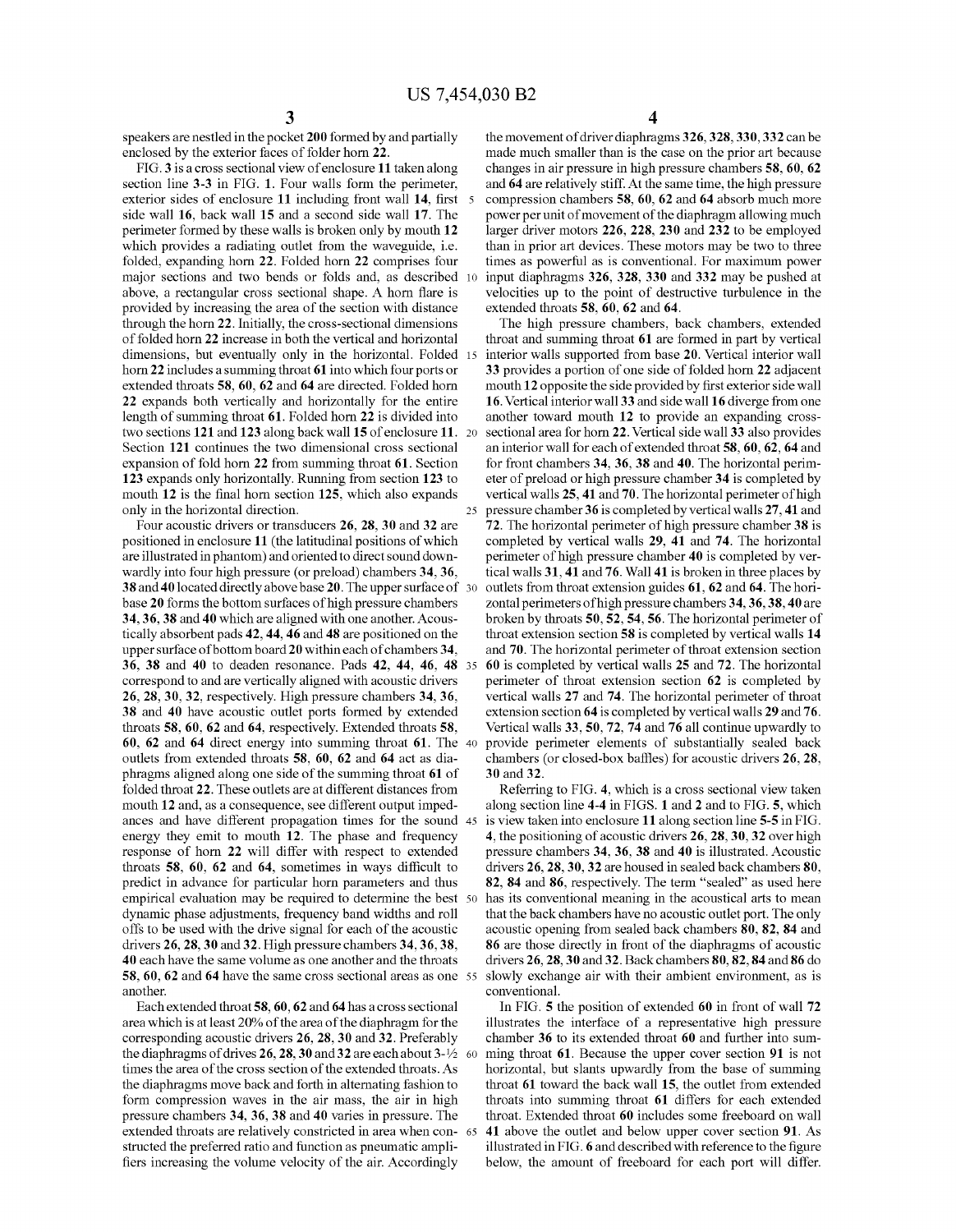speakers are nestled in the pocket 200 formed by and partially enclosed by the exterior faces of folder horn 22.

FIG. 3 is a cross sectional view of enclosure 11 taken along section line 3-3 in FIG. 1. Four walls form the perimeter, exterior sides of enclosure 11 including front wall 14, first side wall 16, back wall 15 and a second side wall 17. The perimeter formed by these walls is broken only by mouth 12 which provides a radiating outlet from the waveguide, i.e. folded, expanding horn 22. Folded horn 22 comprises four major sections and two bends or folds and, as described above, a rectangular cross sectional shape. A horn flare is provided by increasing the area of the section with distance through the horn 22. Initially, the cross-sectional dimensions of folded horn 22 increase in both the vertical and horizontal dimensions, but eventually only in the horizontal. Folded horn 22 includes a summing throat 61 into which four ports or extended throats 58, 60, 62 and 64 are directed. Folded horn 22 expands both vertically and horizontally for the entire length of summing throat 61. Folded horn 22 is divided into two sections 121 and 123 along back wall 15 of enclosure 11. Section 121 continues the two dimensional cross sectional expansion of fold horn 22 from summing throat 61. Section 123 expands only horizontally. Running from section 123 to mouth 12 is the final horn section 125, which also expands only in the horizontal direction.

Four acoustic drivers or transducers 26, 28, 30 and 32 are positioned in enclosure 11 (the latitudinal positions of which are illustrated in phantom) and oriented to direct sound downwardly into four high pressure (or preload) chambers 34, 36, 38 and 40 located directly above base 20. The upper surface of base 20 forms the bottom surfaces of high pressure chambers 34, 36, 38 and 40 which are aligned with one another. Acoustically absorbent pads 42, 44, 46 and 48 are positioned on the upper surface of bottom board 20 within each of chambers 34, 36, 38 and 40 to deaden resonance. Pads 42, 44, 46, 48 correspond to and are vertically aligned with acoustic drivers 26, 28, 30, 32, respectively. High pressure chambers 34, 36, 38 and 40 have acoustic outlet ports formed by extended throats 58, 60, 62 and 64, respectively. Extended throats 58, 60, 62 and 64 direct energy into summing throat 61. The outlets from extended throats 58, 60, 62 and 64 act as diaphragms aligned along one side of the summing throat 61 of folded throat 22. These outlets are at different distances from mouth 12 and, as a consequence, see different output impedances and have different propagation times for the sound energy they emit to mouth 12. The phase and frequency response of horn 22 will differ with respect to extended throats 58, 60, 62 and 64, sometimes in ways difficult to predict in advance for particular horn parameters and thus empirical evaluation may be required to determine the best dynamic phase adjustments, frequency band widths and roll offs to be used with the drive signal for each of the acoustic drivers 26, 28, 30 and 32. High pressure chambers 34, 36, 38, 40 each have the same volume as one another and the throats 58, 60, 62 and 64 have the same cross sectional areas as one another.

Each extended throat 58, 60, 62 and 64 has a cross sectional area which is at least 20% of the area of the diaphragm for the corresponding acoustic drivers 26, 28, 30 and 32. Preferably the diaphragms of drives 26, 28, 30 and 32 are each about 3-½ times the area of the cross section of the extended throats. As the diaphragms move back and forth in alternating fashion to form compression waves in the air mass, the air in high pressure chambers 34, 36, 38 and 40 varies in pressure. The extended throats are relatively constricted in area when constructed the preferred ratio and function as pneumatic amplifiers increasing the volume velocity of the air. Accordingly the movement of driver diaphragms 326, 328, 330, 332 can be made much smaller than is the case on the prior art because changes in air pressure in high pressure chambers 58, 60, 62 and 64 are relatively stiff. At the same time, the high pressure compression chambers 58, 60, 62 and 64 absorb much more power per unit of movement of the diaphragm allowing much larger driver motors 226, 228, 230 and 232 to be employed than in prior art devices. These motors may be two to three times as powerful as is conventional. For maximum power input diaphragms 326, 328, 330 and 332 may be pushed at velocities up to the point of destructive turbulence in the extended throats 58, 60, 62 and 64.

The high pressure chambers, back chambers, extended throat and summing throat 61 are formed in part by vertical interior walls supported from base 20. Vertical interior wall 33 provides a portion of one side of folded horn 22 adjacent mouth 12 opposite the side provided by first exterior side wall 16. Vertical interior wall 33 and side wall 16 diverge from one another toward mouth 12 to provide an expanding cross-sectional area for horn 22. Vertical side wall 33 also provides an interior wall for each of extended throat 58, 60, 62, 64 and for front chambers 34, 36, 38 and 40. The horizontal perimeter of preload or high pressure chamber 34 is completed by vertical walls 25, 41 and 70. The horizontal perimeter of high pressure chamber 36 is completed by vertical walls 27, 41 and 72. The horizontal perimeter of high pressure chamber 38 is completed by vertical walls 29, 41 and 74. The horizontal perimeter of high pressure chamber 40 is completed by vertical walls 31, 41 and 76. Wall 41 is broken in three places by outlets from throat extension guides 61, 62 and 64. The horizontal perimeters of high pressure chambers 34, 36, 38, 40 are broken by throats 50, 52, 54, 56. The horizontal perimeter of throat extension section 58 is completed by vertical walls 14 and 70. The horizontal perimeter of throat extension section 60 is completed by vertical walls 25 and 72. The horizontal perimeter of throat extension section 62 is completed by vertical walls 27 and 74. The horizontal perimeter of throat extension section 64 is completed by vertical walls 29 and 76. Vertical walls 33, 50, 72, 74 and 76 all continue upwardly to provide perimeter elements of substantially sealed back chambers (or closed-box baffles) for acoustic drivers 26, 28, 30 and 32.

Referring to FIG. 4, which is a cross sectional view taken along section line 4-4 in FIGS. 1 and 2 and to FIG. 5, which is view taken into enclosure 11 along section line 5-5 in FIG. 4, the positioning of acoustic drivers 26, 28, 30, 32 over high pressure chambers 34, 36, 38 and 40 is illustrated. Acoustic drivers 26, 28, 30, 32 are housed in sealed back chambers 80, 82, 84 and 86, respectively. The term "sealed" as used here has its conventional meaning in the acoustical arts to mean that the back chambers have no acoustic outlet port. The only acoustic opening from sealed back chambers 80, 82, 84 and 86 are those directly in front of the diaphragms of acoustic drivers 26, 28, 30 and 32. Back chambers 80, 82, 84 and 86 do slowly exchange air with their ambient environment, as is conventional.

In FIG. 5 the position of extended 60 in front of wall 72 illustrates the interface of a representative high pressure chamber 36 to its extended throat 60 and further into summing throat 61. Because the upper cover section 91 is not horizontal, but slants upwardly from the base of summing throat 61 toward the back wall 15, the outlet from extended throats into summing throat 61 differs for each extended throat. Extended throat 60 includes some freeboard on wall 41 above the outlet and below upper cover section 91. As illustrated in FIG. 6 and described with reference to the figure below, the amount of freeboard for each port will differ.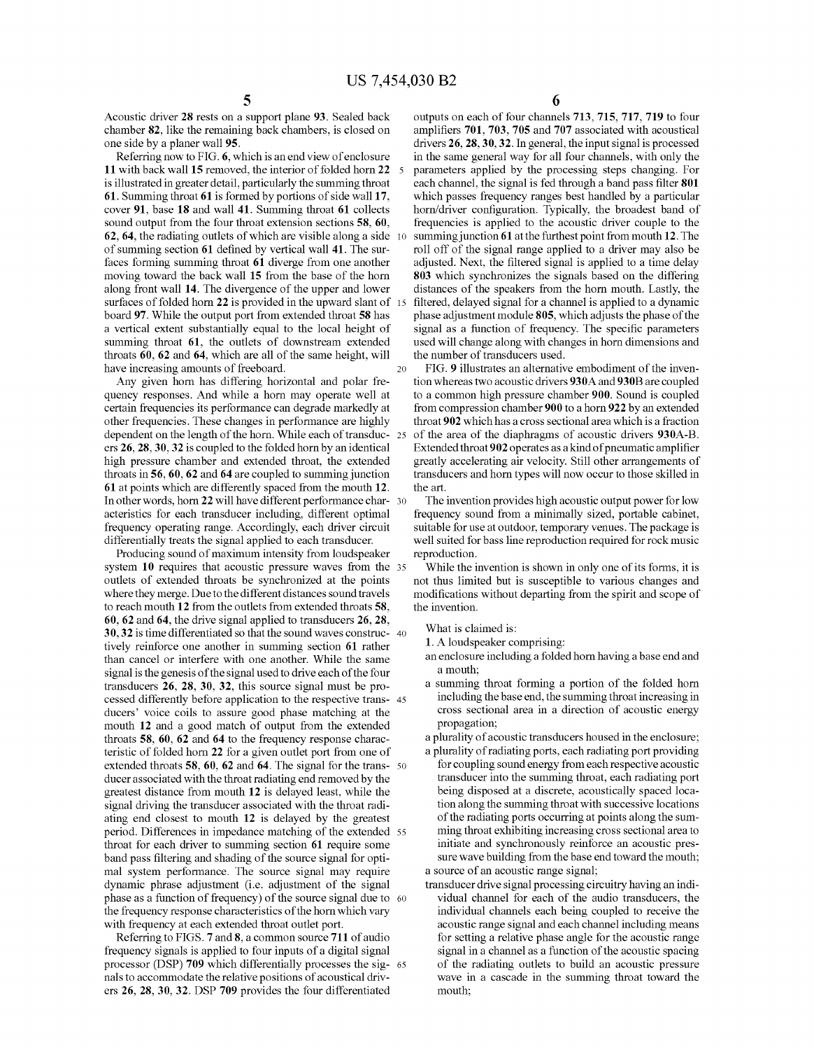Acoustic driver **28** rests on a support plane **93**. Sealed back chamber **82**, like the remaining back chambers, is closed on one side by a planer wall **95**.

Referring now to FIG. **6**, which is an end view of enclosure **11** with back wall **15** removed, the interior of folded horn **22** is illustrated in greater detail, particularly the summing throat **61**. Summing throat **61** is formed by portions of side wall **17**, cover **91**, base **18** and wall **41**. Summing throat **61** collects sound output from the four throat extension sections **58**, **60**, **62**, **64**, the radiating outlets of which are visible along a side of summing section **61** defined by vertical wall **41**. The surfaces forming summing throat **61** diverge from one another moving toward the back wall **15** from the base of the horn along front wall **14**. The divergence of the upper and lower surfaces of folded horn **22** is provided in the upward slant of board **97**. While the output port from extended throat **58** has a vertical extent substantially equal to the local height of summing throat **61**, the outlets of downstream extended throats **60**, **62** and **64**, which are all of the same height, will have increasing amounts of freeboard.

Any given horn has differing horizontal and polar frequency responses. And while a horn may operate well at certain frequencies its performance can degrade markedly at other frequencies. These changes in performance are highly dependent on the length of the horn. While each of transducers **26**, **28**, **30**, **32** is coupled to the folded horn by an identical high pressure chamber and extended throat, the extended throats in **56**, **60**, **62** and **64** are coupled to summing junction **61** at points which are differently spaced from the mouth **12**. In other words, horn **22** will have different performance characteristics for each transducer including, different optimal frequency operating range. Accordingly, each driver circuit differentially treats the signal applied to each transducer.

Producing sound of maximum intensity from loudspeaker system **10** requires that acoustic pressure waves from the outlets of extended throats be synchronized at the points where they merge. Due to the different distances sound travels to reach mouth **12** from the outlets from extended throats **58**, **60**, **62** and **64**, the drive signal applied to transducers **26**, **28**, **30**, **32** is time differentiated so that the sound waves constructively reinforce one another in summing section **61** rather than cancel or interfere with one another. While the same signal is the genesis of the signal used to drive each of the four transducers **26**, **28**, **30**, **32**, this source signal must be processed differently before application to the respective transducers' voice coils to assure good phase matching at the mouth **12** and a good match of output from the extended throats **58**, **60**, **62** and **64** to the frequency response characteristic of folded horn **22** for a given outlet port from one of extended throats **58**, **60**, **62** and **64**. The signal for the transducer associated with the throat radiating end removed by the greatest distance from mouth **12** is delayed least, while the signal driving the transducer associated with the throat radiating end closest to mouth **12** is delayed by the greatest period. Differences in impedance matching of the extended throat for each driver to summing section **61** require some band pass filtering and shading of the source signal for optimal system performance. The source signal may require dynamic phrase adjustment (i.e. adjustment of the signal phase as a function of frequency) of the source signal due to the frequency response characteristics of the horn which vary with frequency at each extended throat outlet port.

Referring to FIGS. **7** and **8**, a common source **711** of audio frequency signals is applied to four inputs of a digital signal processor (DSP) **709** which differentially processes the signals to accommodate the relative positions of acoustical drivers **26**, **28**, **30**, **32**. DSP **709** provides the four differentiated outputs on each of four channels **713**, **715**, **717**, **719** to four amplifiers **701**, **703**, **705** and **707** associated with acoustical drivers **26**, **28**, **30**, **32**. In general, the input signal is processed in the same general way for all four channels, with only the parameters applied by the processing steps changing. For each channel, the signal is fed through a band pass filter **801** which passes frequency ranges best handled by a particular horn/driver configuration. Typically, the broadest band of frequencies is applied to the acoustic driver couple to the summing junction **61** at the furthest point from mouth **12**. The roll off of the signal range applied to a driver may also be adjusted. Next, the filtered signal is applied to a time delay **803** which synchronizes the signals based on the differing distances of the speakers from the horn mouth. Lastly, the filtered, delayed signal for a channel is applied to a dynamic phase adjustment module **805**, which adjusts the phase of the signal as a function of frequency. The specific parameters used will change along with changes in horn dimensions and the number of transducers used.

FIG. **9** illustrates an alternative embodiment of the invention whereas two acoustic drivers **930**A and **930**B are coupled to a common high pressure chamber **900**. Sound is coupled from compression chamber **900** to a horn **922** by an extended throat **902** which has a cross sectional area which is a fraction of the area of the diaphragms of acoustic drivers **930**A-B. Extended throat **902** operates as a kind of pneumatic amplifier greatly accelerating air velocity. Still other arrangements of transducers and horn types will now occur to those skilled in the art.

The invention provides high acoustic output power for low frequency sound from a minimally sized, portable cabinet, suitable for use at outdoor, temporary venues. The package is well suited for bass line reproduction required for rock music reproduction.

While the invention is shown in only one of its forms, it is not thus limited but is susceptible to various changes and modifications without departing from the spirit and scope of the invention.

What is claimed is:

1. A loudspeaker comprising:

an enclosure including a folded horn having a base end and a mouth;

a summing throat forming a portion of the folded horn including the base end, the summing throat increasing in cross sectional area in a direction of acoustic energy propagation;

a plurality of acoustic transducers housed in the enclosure;

a plurality of radiating ports, each radiating port providing for coupling sound energy from each respective acoustic transducer into the summing throat, each radiating port being disposed at a discrete, acoustically spaced location along the summing throat with successive locations of the radiating ports occurring at points along the summing throat exhibiting increasing cross sectional area to initiate and synchronously reinforce an acoustic pressure wave building from the base end toward the mouth;

a source of an acoustic range signal;

transducer drive signal processing circuitry having an individual channel for each of the audio transducers, the individual channels each being coupled to receive the acoustic range signal and each channel including means for setting a relative phase angle for the acoustic range signal in a channel as a function of the acoustic spacing of the radiating outlets to build an acoustic pressure wave in a cascade in the summing throat toward the mouth;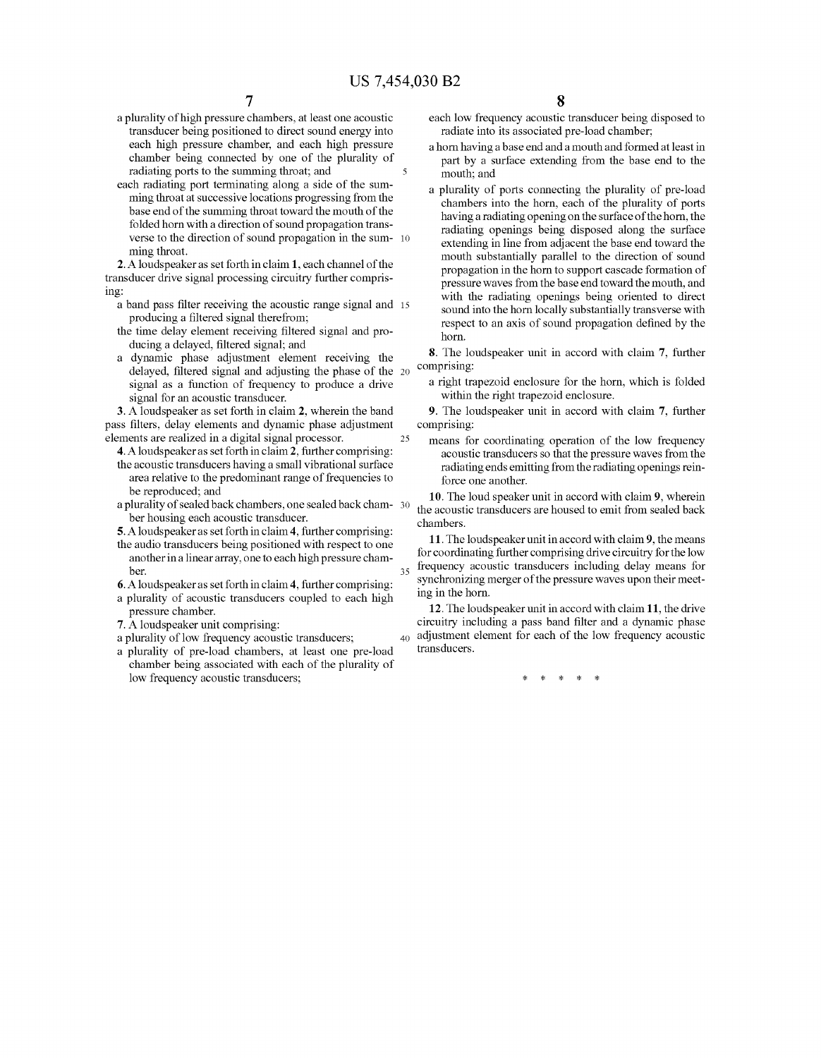a plurality of high pressure chambers, at least one acoustic transducer being positioned to direct sound energy into each high pressure chamber, and each high pressure chamber being connected by one of the plurality of radiating ports to the summing throat; and

each radiating port terminating along a side of the summing throat at successive locations progressing from the base end of the summing throat toward the mouth of the folded horn with a direction of sound propagation transverse to the direction of sound propagation in the summing throat.

**2**. A loudspeaker as set forth in claim **1**, each channel of the transducer drive signal processing circuitry further comprising:

a band pass filter receiving the acoustic range signal and producing a filtered signal therefrom;

the time delay element receiving filtered signal and producing a delayed, filtered signal; and

a dynamic phase adjustment element receiving the delayed, filtered signal and adjusting the phase of the signal as a function of frequency to produce a drive signal for an acoustic transducer.

**3**. A loudspeaker as set forth in claim **2**, wherein the band pass filters, delay elements and dynamic phase adjustment elements are realized in a digital signal processor.

**4**. A loudspeaker as set forth in claim **2**, further comprising:

the acoustic transducers having a small vibrational surface area relative to the predominant range of frequencies to be reproduced; and

a plurality of sealed back chambers, one sealed back chamber housing each acoustic transducer.

**5**. A loudspeaker as set forth in claim **4**, further comprising:

the audio transducers being positioned with respect to one another in a linear array, one to each high pressure chamber.

**6**. A loudspeaker as set forth in claim **4**, further comprising:

a plurality of acoustic transducers coupled to each high pressure chamber.

**7**. A loudspeaker unit comprising:

a plurality of low frequency acoustic transducers;

a plurality of pre-load chambers, at least one pre-load chamber being associated with each of the plurality of low frequency acoustic transducers;

each low frequency acoustic transducer being disposed to radiate into its associated pre-load chamber;

a horn having a base end and a mouth and formed at least in part by a surface extending from the base end to the mouth; and

a plurality of ports connecting the plurality of pre-load chambers into the horn, each of the plurality of ports having a radiating opening on the surface of the horn, the radiating openings being disposed along the surface extending in line from adjacent the base end toward the mouth substantially parallel to the direction of sound propagation in the horn to support cascade formation of pressure waves from the base end toward the mouth, and with the radiating openings being oriented to direct sound into the horn locally substantially transverse with respect to an axis of sound propagation defined by the horn.

**8**. The loudspeaker unit in accord with claim **7**, further comprising:

a right trapezoid enclosure for the horn, which is folded within the right trapezoid enclosure.

**9**. The loudspeaker unit in accord with claim **7**, further comprising:

means for coordinating operation of the low frequency acoustic transducers so that the pressure waves from the radiating ends emitting from the radiating openings reinforce one another.

**10**. The loud speaker unit in accord with claim **9**, wherein the acoustic transducers are housed to emit from sealed back chambers.

**11**. The loudspeaker unit in accord with claim **9**, the means for coordinating further comprising drive circuitry for the low frequency acoustic transducers including delay means for synchronizing merger of the pressure waves upon their meeting in the horn.

**12**. The loudspeaker unit in accord with claim **11**, the drive circuitry including a pass band filter and a dynamic phase adjustment element for each of the low frequency acoustic transducers.

* * * * *